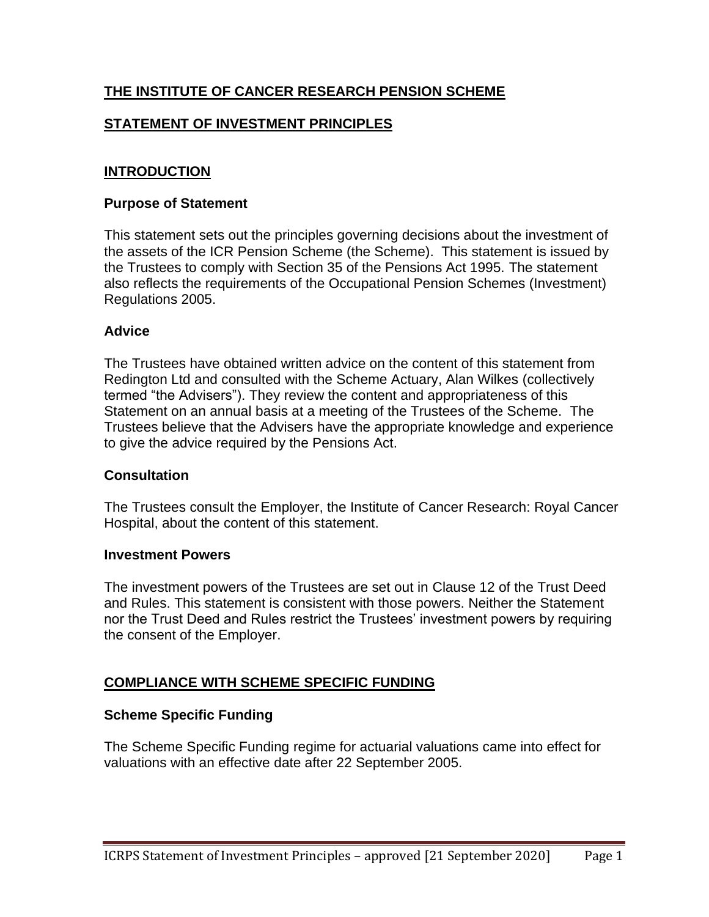# THE INSTITUTE OF CANCER RESEARCH PENSION SCHEME

## STATEMENT OF INVESTMENT PRINCIPLES

## INTRODUCTION

### Purpose of Statement

This statement sets out the principles governing decisions about the investment of the assets of the ICR Pension Scheme (the Scheme). This statement is issued by the Trustees to comply with Section 35 of the Pensions Act 1995. The statement also reflects the requirements of the Occupational Pension Schemes (Investment) Regulations 2005.

### Advice

The Trustees have obtained written advice on the content of this statement from Redington Ltd and consulted with the Scheme Actuary, Alan Wilkes (collectively termed "the Advisers"). They review the content and appropriateness of this Statement on an annual basis at a meeting of the Trustees of the Scheme. The Trustees believe that the Advisers have the appropriate knowledge and experience to give the advice required by the Pensions Act.

### Consultation

The Trustees consult the Employer, the Institute of Cancer Research: Royal Cancer Hospital, about the content of this statement.

### Investment Powers

The investment powers of the Trustees are set out in Clause 12 of the Trust Deed and Rules. This statement is consistent with those powers. Neither the Statement nor the Trust Deed and Rules restrict the Trustees' investment powers by requiring the consent of the Employer.

## COMPLIANCE WITH SCHEME SPECIFIC FUNDING

### Scheme Specific Funding

The Scheme Specific Funding regime for actuarial valuations came into effect for valuations with an effective date after 22 September 2005.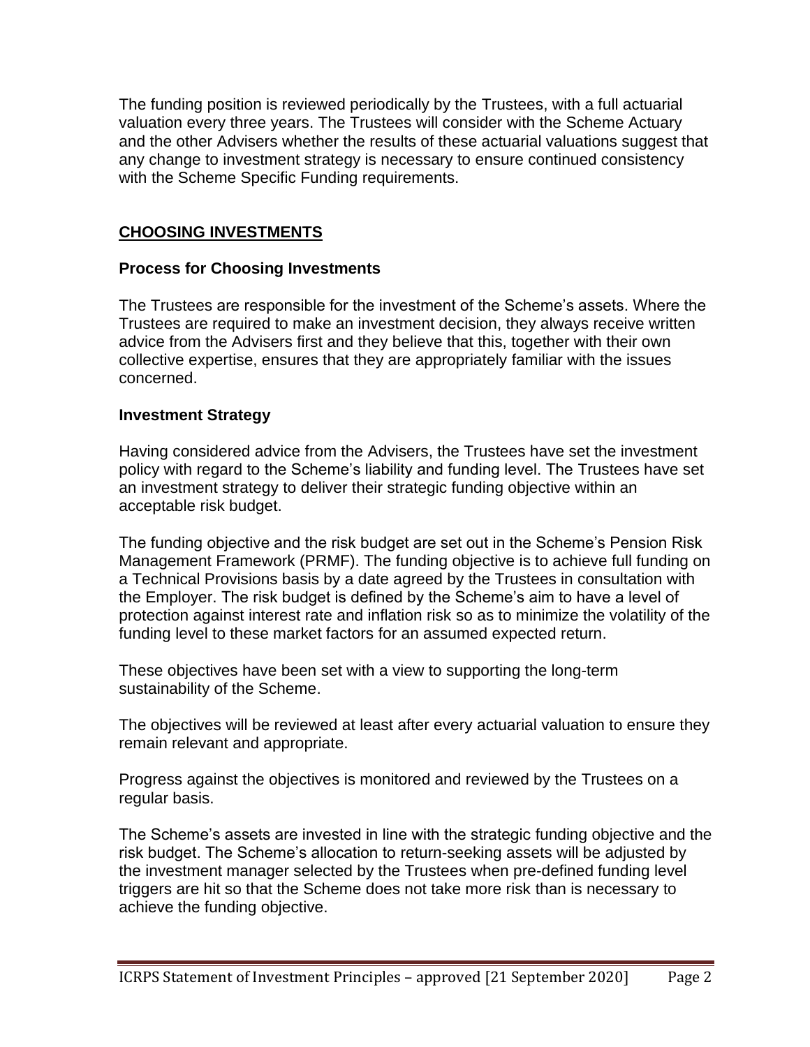The funding position is reviewed periodically by the Trustees, with a full actuarial valuation every three years. The Trustees will consider with the Scheme Actuary and the other Advisers whether the results of these actuarial valuations suggest that any change to investment strategy is necessary to ensure continued consistency with the Scheme Specific Funding requirements.

## CHOOSING INVESTMENTS

### Process for Choosing Investments

The Trustees are responsible for the investment of the Scheme's assets. Where the Trustees are required to make an investment decision, they always receive written advice from the Advisers first and they believe that this, together with their own collective expertise, ensures that they are appropriately familiar with the issues concerned.

### Investment Strategy

Having considered advice from the Advisers, the Trustees have set the investment policy with regard to the Scheme's liability and funding level. The Trustees have set an investment strategy to deliver their strategic funding objective within an acceptable risk budget.

The funding objective and the risk budget are set out in the Scheme's Pension Risk Management Framework (PRMF). The funding objective is to achieve full funding on a Technical Provisions basis by a date agreed by the Trustees in consultation with the Employer. The risk budget is defined by the Scheme's aim to have a level of protection against interest rate and inflation risk so as to minimize the volatility of the funding level to these market factors for an assumed expected return.

These objectives have been set with a view to supporting the long-term sustainability of the Scheme.

The objectives will be reviewed at least after every actuarial valuation to ensure they remain relevant and appropriate.

Progress against the objectives is monitored and reviewed by the Trustees on a regular basis.

The Scheme's assets are invested in line with the strategic funding objective and the risk budget. The Scheme's allocation to return-seeking assets will be adjusted by the investment manager selected by the Trustees when pre-defined funding level triggers are hit so that the Scheme does not take more risk than is necessary to achieve the funding objective.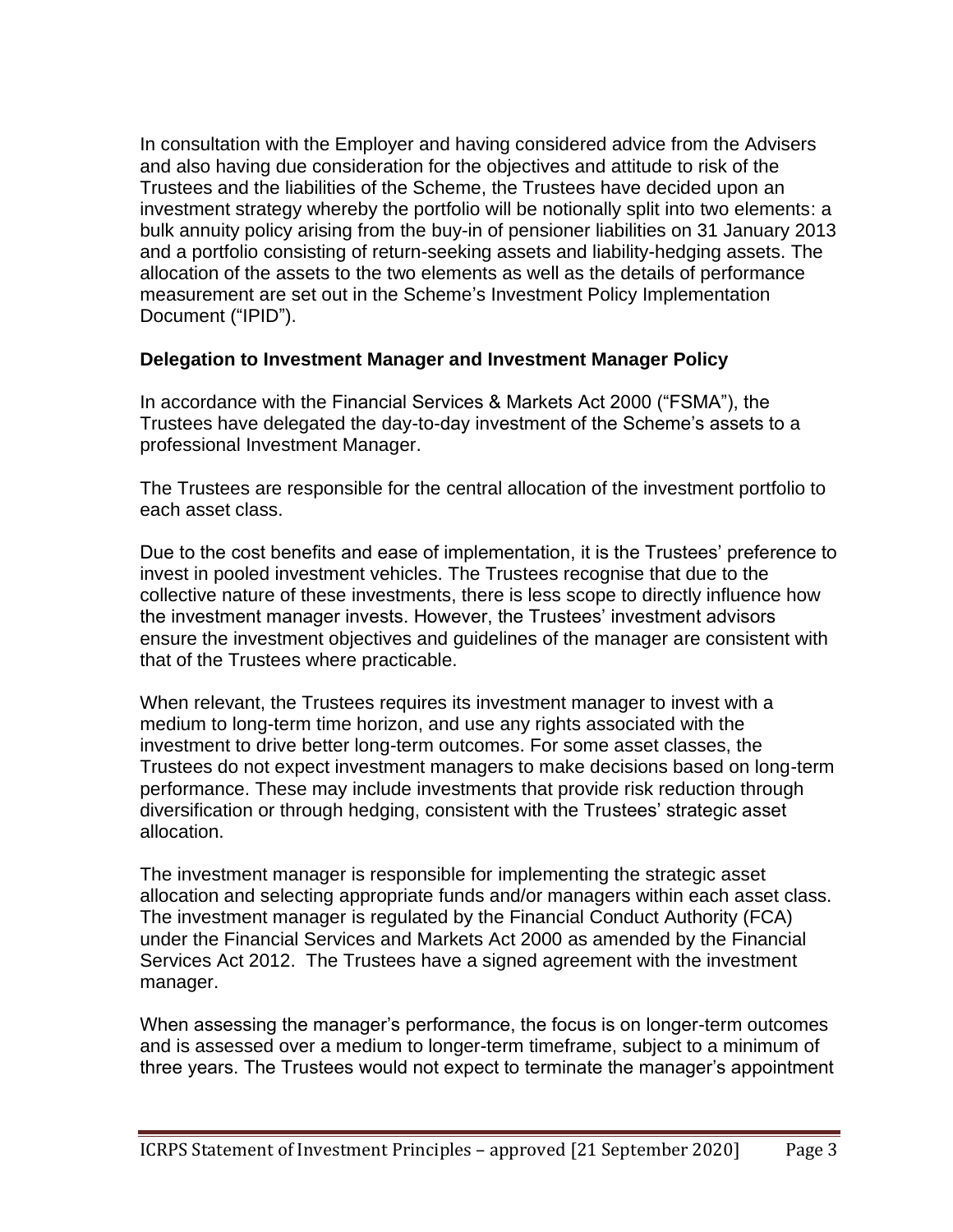In consultation with the Employer and having considered advice from the Advisers and also having due consideration for the objectives and attitude to risk of the Trustees and the liabilities of the Scheme, the Trustees have decided upon an investment strategy whereby the portfolio will be notionally split into two elements: a bulk annuity policy arising from the buy-in of pensioner liabilities on 31 January 2013 and a portfolio consisting of return-seeking assets and liability-hedging assets. The allocation of the assets to the two elements as well as the details of performance measurement are set out in the Scheme's Investment Policy Implementation Document ("IPID").

**Delegation to Investment Manager and Investment Manager Policy**

In accordance with the Financial Services & Markets Act 2000 ("FSMA"), the Trustees have delegated the day-to-day investment of the Scheme's assets to a professional Investment Manager.

The Trustees are responsible for the central allocation of the investment portfolio to each asset class.

Due to the cost benefits and ease of implementation, it is the Trustees' preference to invest in pooled investment vehicles. The Trustees recognise that due to the collective nature of these investments, there is less scope to directly influence how the investment manager invests. However, the Trustees' investment advisors ensure the investment objectives and guidelines of the manager are consistent with that of the Trustees where practicable.

When relevant, the Trustees requires its investment manager to invest with a medium to long-term time horizon, and use any rights associated with the investment to drive better long-term outcomes. For some asset classes, the Trustees do not expect investment managers to make decisions based on long-term performance. These may include investments that provide risk reduction through diversification or through hedging, consistent with the Trustees' strategic asset allocation.

The investment manager is responsible for implementing the strategic asset allocation and selecting appropriate funds and/or managers within each asset class. The investment manager is regulated by the Financial Conduct Authority (FCA) under the Financial Services and Markets Act 2000 as amended by the Financial Services Act 2012. The Trustees have a signed agreement with the investment manager.

When assessing the manager's performance, the focus is on longer-term outcomes and is assessed over a medium to longer-term timeframe, subject to a minimum of three years. The Trustees would not expect to terminate the manager's appointment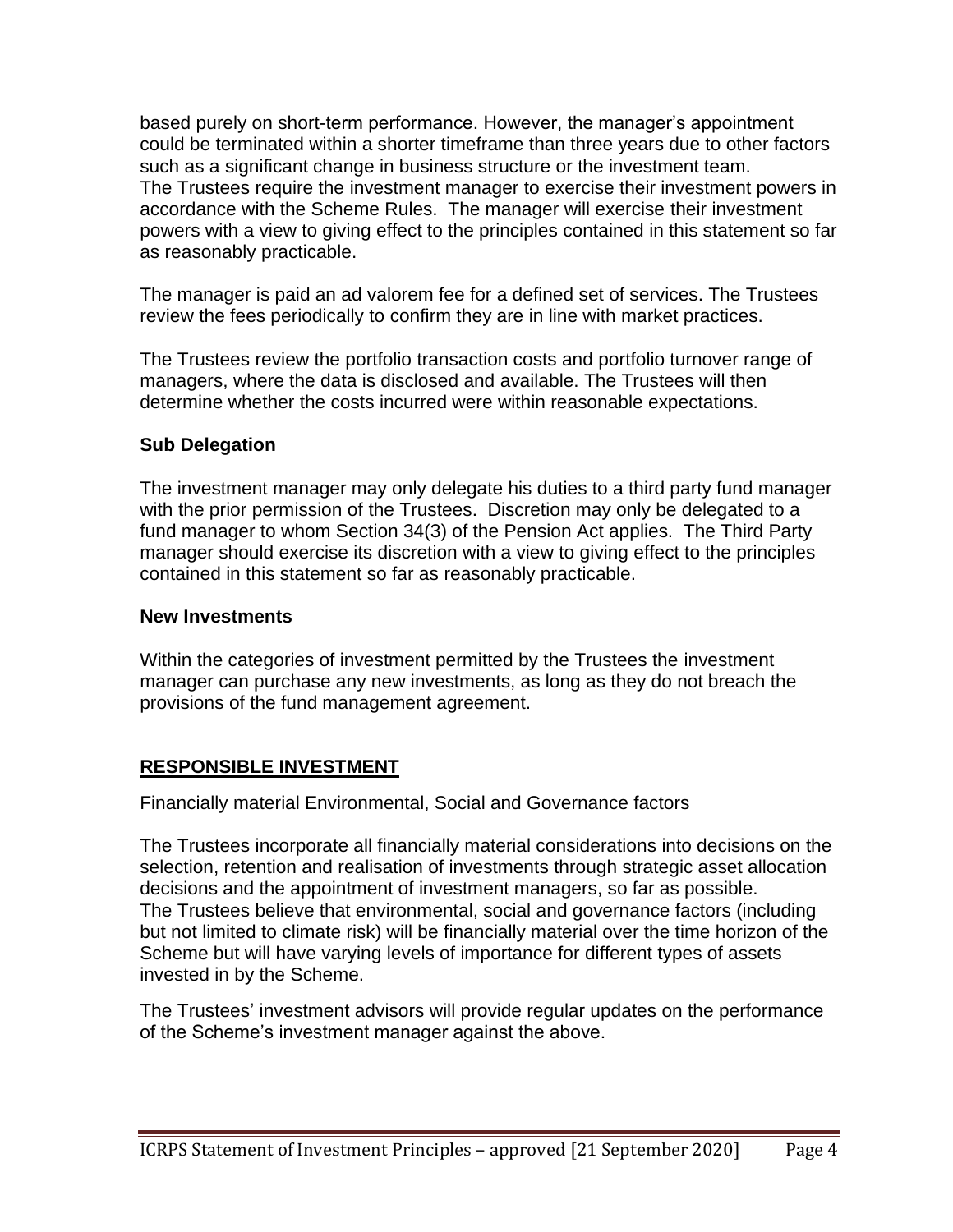based purely on short-term performance. However, the manager's appointment could be terminated within a shorter timeframe than three years due to other factors such as a significant change in business structure or the investment team.
The Trustees require the investment manager to exercise their investment powers in accordance with the Scheme Rules. The manager will exercise their investment powers with a view to giving effect to the principles contained in this statement so far as reasonably practicable.

The manager is paid an ad valorem fee for a defined set of services. The Trustees review the fees periodically to confirm they are in line with market practices.

The Trustees review the portfolio transaction costs and portfolio turnover range of managers, where the data is disclosed and available. The Trustees will then determine whether the costs incurred were within reasonable expectations.

### Sub Delegation

The investment manager may only delegate his duties to a third party fund manager with the prior permission of the Trustees. Discretion may only be delegated to a fund manager to whom Section 34(3) of the Pension Act applies. The Third Party manager should exercise its discretion with a view to giving effect to the principles contained in this statement so far as reasonably practicable.

### New Investments

Within the categories of investment permitted by the Trustees the investment manager can purchase any new investments, as long as they do not breach the provisions of the fund management agreement.

## RESPONSIBLE INVESTMENT

Financially material Environmental, Social and Governance factors

The Trustees incorporate all financially material considerations into decisions on the selection, retention and realisation of investments through strategic asset allocation decisions and the appointment of investment managers, so far as possible.
The Trustees believe that environmental, social and governance factors (including but not limited to climate risk) will be financially material over the time horizon of the Scheme but will have varying levels of importance for different types of assets invested in by the Scheme.

The Trustees' investment advisors will provide regular updates on the performance of the Scheme's investment manager against the above.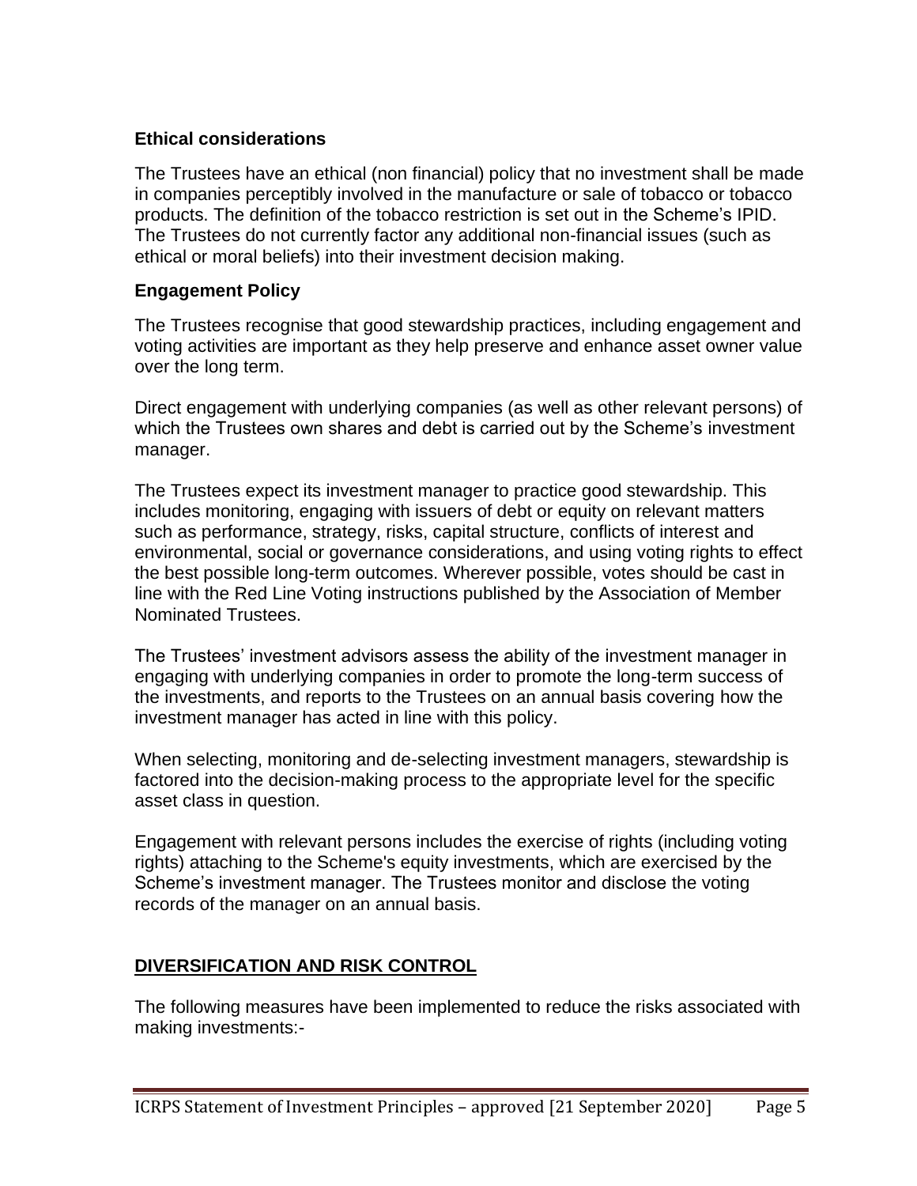**Ethical considerations**

The Trustees have an ethical (non financial) policy that no investment shall be made in companies perceptibly involved in the manufacture or sale of tobacco or tobacco products. The definition of the tobacco restriction is set out in the Scheme's IPID. The Trustees do not currently factor any additional non-financial issues (such as ethical or moral beliefs) into their investment decision making.

**Engagement Policy**

The Trustees recognise that good stewardship practices, including engagement and voting activities are important as they help preserve and enhance asset owner value over the long term.

Direct engagement with underlying companies (as well as other relevant persons) of which the Trustees own shares and debt is carried out by the Scheme's investment manager.

The Trustees expect its investment manager to practice good stewardship. This includes monitoring, engaging with issuers of debt or equity on relevant matters such as performance, strategy, risks, capital structure, conflicts of interest and environmental, social or governance considerations, and using voting rights to effect the best possible long-term outcomes. Wherever possible, votes should be cast in line with the Red Line Voting instructions published by the Association of Member Nominated Trustees.

The Trustees' investment advisors assess the ability of the investment manager in engaging with underlying companies in order to promote the long-term success of the investments, and reports to the Trustees on an annual basis covering how the investment manager has acted in line with this policy.

When selecting, monitoring and de-selecting investment managers, stewardship is factored into the decision-making process to the appropriate level for the specific asset class in question.

Engagement with relevant persons includes the exercise of rights (including voting rights) attaching to the Scheme's equity investments, which are exercised by the Scheme's investment manager. The Trustees monitor and disclose the voting records of the manager on an annual basis.

## DIVERSIFICATION AND RISK CONTROL

The following measures have been implemented to reduce the risks associated with making investments:-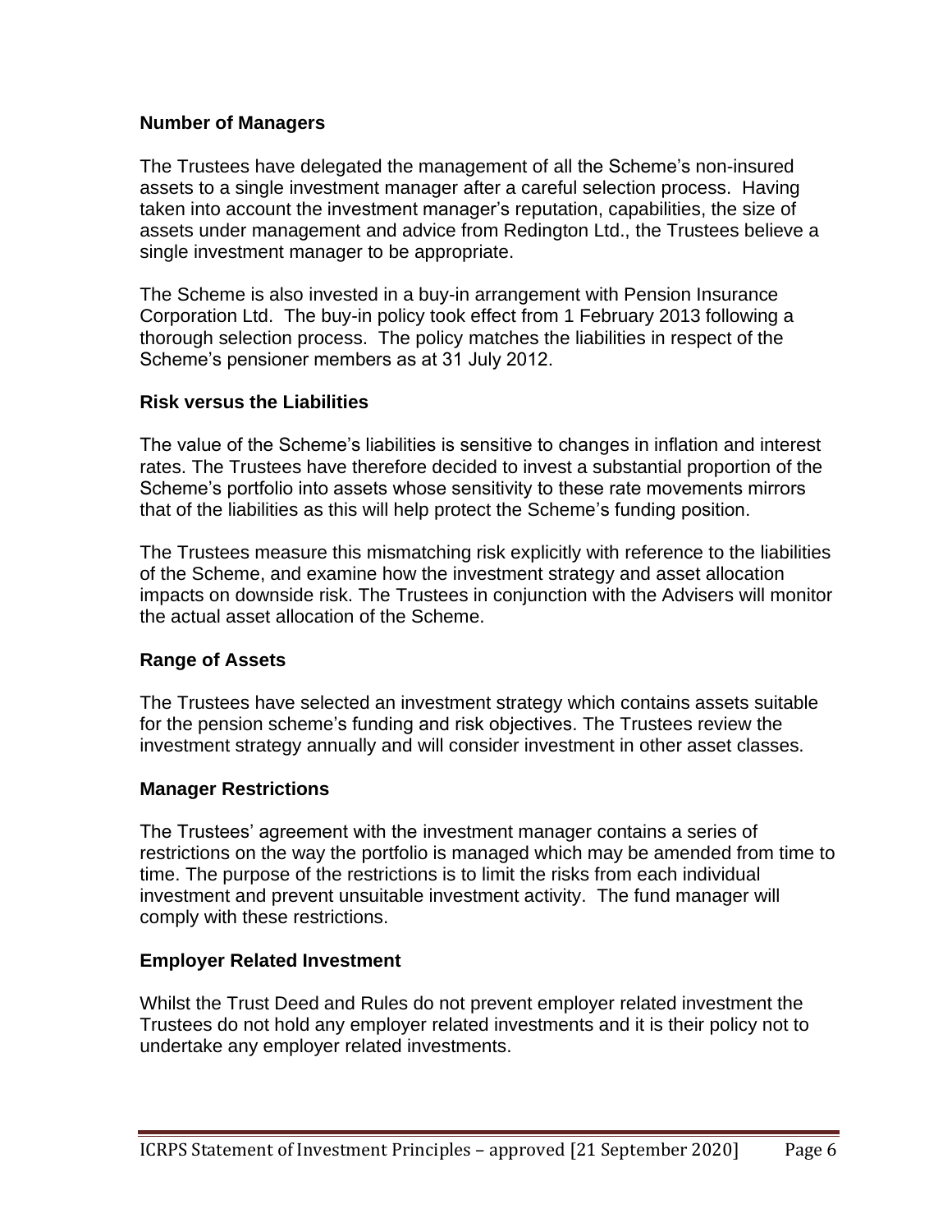### Number of Managers

The Trustees have delegated the management of all the Scheme's non-insured assets to a single investment manager after a careful selection process. Having taken into account the investment manager's reputation, capabilities, the size of assets under management and advice from Redington Ltd., the Trustees believe a single investment manager to be appropriate.

The Scheme is also invested in a buy-in arrangement with Pension Insurance Corporation Ltd. The buy-in policy took effect from 1 February 2013 following a thorough selection process. The policy matches the liabilities in respect of the Scheme's pensioner members as at 31 July 2012.

### Risk versus the Liabilities

The value of the Scheme's liabilities is sensitive to changes in inflation and interest rates. The Trustees have therefore decided to invest a substantial proportion of the Scheme's portfolio into assets whose sensitivity to these rate movements mirrors that of the liabilities as this will help protect the Scheme's funding position.

The Trustees measure this mismatching risk explicitly with reference to the liabilities of the Scheme, and examine how the investment strategy and asset allocation impacts on downside risk. The Trustees in conjunction with the Advisers will monitor the actual asset allocation of the Scheme.

### Range of Assets

The Trustees have selected an investment strategy which contains assets suitable for the pension scheme's funding and risk objectives. The Trustees review the investment strategy annually and will consider investment in other asset classes.

### Manager Restrictions

The Trustees' agreement with the investment manager contains a series of restrictions on the way the portfolio is managed which may be amended from time to time. The purpose of the restrictions is to limit the risks from each individual investment and prevent unsuitable investment activity. The fund manager will comply with these restrictions.

### Employer Related Investment

Whilst the Trust Deed and Rules do not prevent employer related investment the Trustees do not hold any employer related investments and it is their policy not to undertake any employer related investments.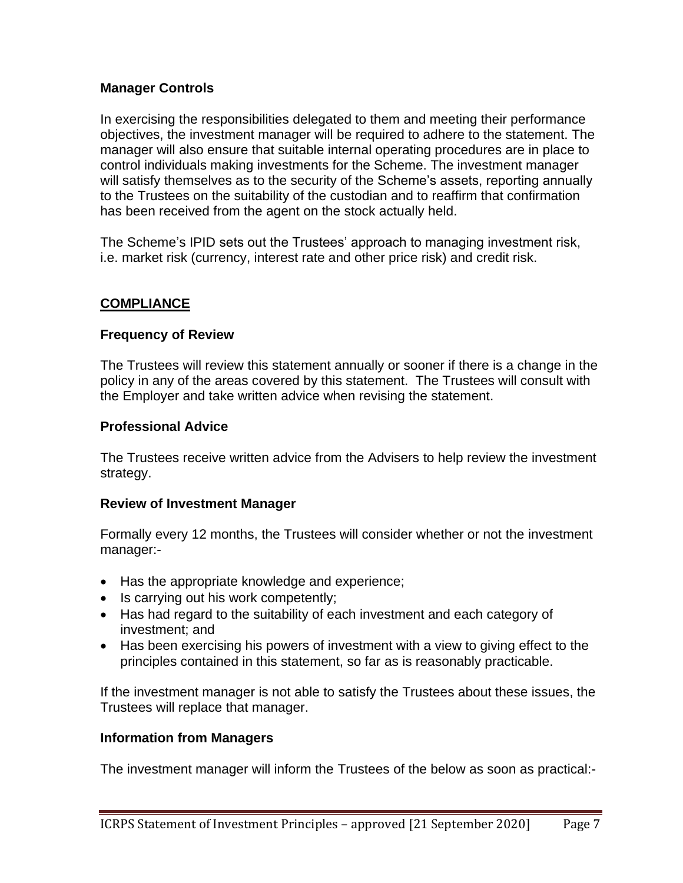### Manager Controls

In exercising the responsibilities delegated to them and meeting their performance objectives, the investment manager will be required to adhere to the statement. The manager will also ensure that suitable internal operating procedures are in place to control individuals making investments for the Scheme. The investment manager will satisfy themselves as to the security of the Scheme's assets, reporting annually to the Trustees on the suitability of the custodian and to reaffirm that confirmation has been received from the agent on the stock actually held.

The Scheme's IPID sets out the Trustees' approach to managing investment risk, i.e. market risk (currency, interest rate and other price risk) and credit risk.

## COMPLIANCE

### Frequency of Review

The Trustees will review this statement annually or sooner if there is a change in the policy in any of the areas covered by this statement. The Trustees will consult with the Employer and take written advice when revising the statement.

### Professional Advice

The Trustees receive written advice from the Advisers to help review the investment strategy.

### Review of Investment Manager

Formally every 12 months, the Trustees will consider whether or not the investment manager:-

- Has the appropriate knowledge and experience;
- Is carrying out his work competently;
- Has had regard to the suitability of each investment and each category of investment; and
- Has been exercising his powers of investment with a view to giving effect to the principles contained in this statement, so far as is reasonably practicable.

If the investment manager is not able to satisfy the Trustees about these issues, the Trustees will replace that manager.

### Information from Managers

The investment manager will inform the Trustees of the below as soon as practical:-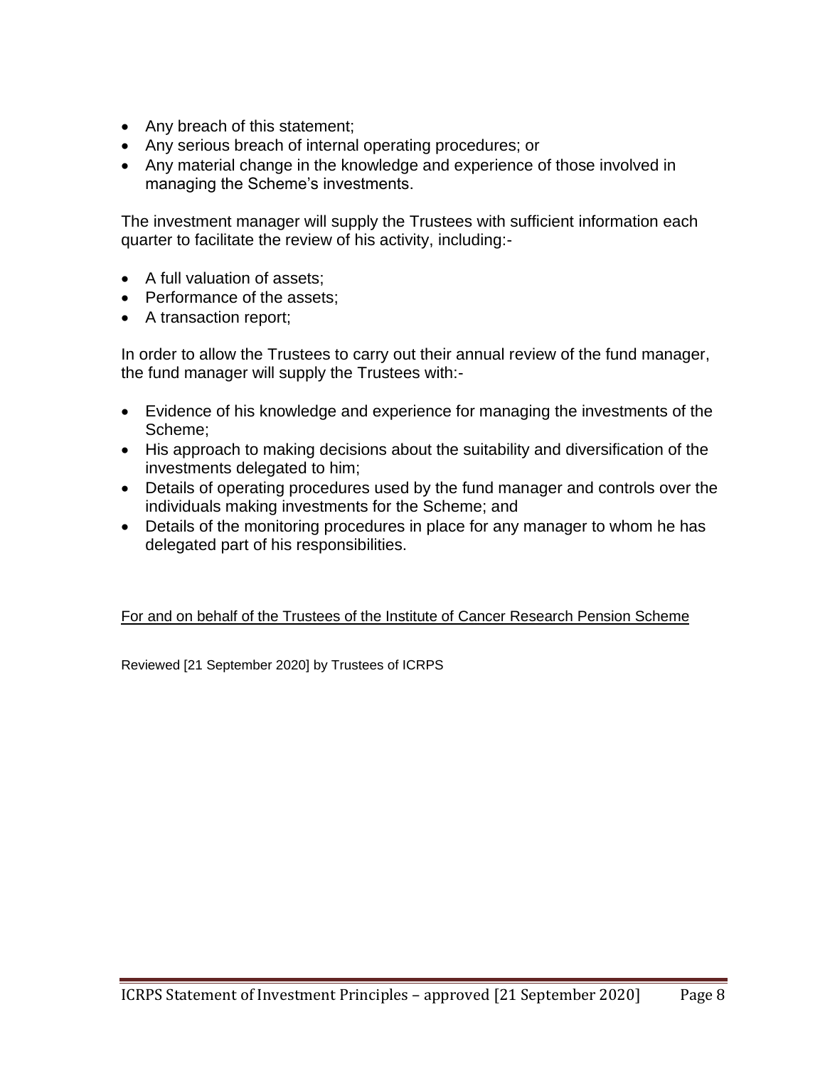- Any breach of this statement;
- Any serious breach of internal operating procedures; or
- Any material change in the knowledge and experience of those involved in managing the Scheme's investments.

The investment manager will supply the Trustees with sufficient information each quarter to facilitate the review of his activity, including:-

- A full valuation of assets;
- Performance of the assets;
- A transaction report;

In order to allow the Trustees to carry out their annual review of the fund manager, the fund manager will supply the Trustees with:-

- Evidence of his knowledge and experience for managing the investments of the Scheme;
- His approach to making decisions about the suitability and diversification of the investments delegated to him;
- Details of operating procedures used by the fund manager and controls over the individuals making investments for the Scheme; and
- Details of the monitoring procedures in place for any manager to whom he has delegated part of his responsibilities.

<u>For and on behalf of the Trustees of the Institute of Cancer Research Pension Scheme</u>

Reviewed [21 September 2020] by Trustees of ICRPS